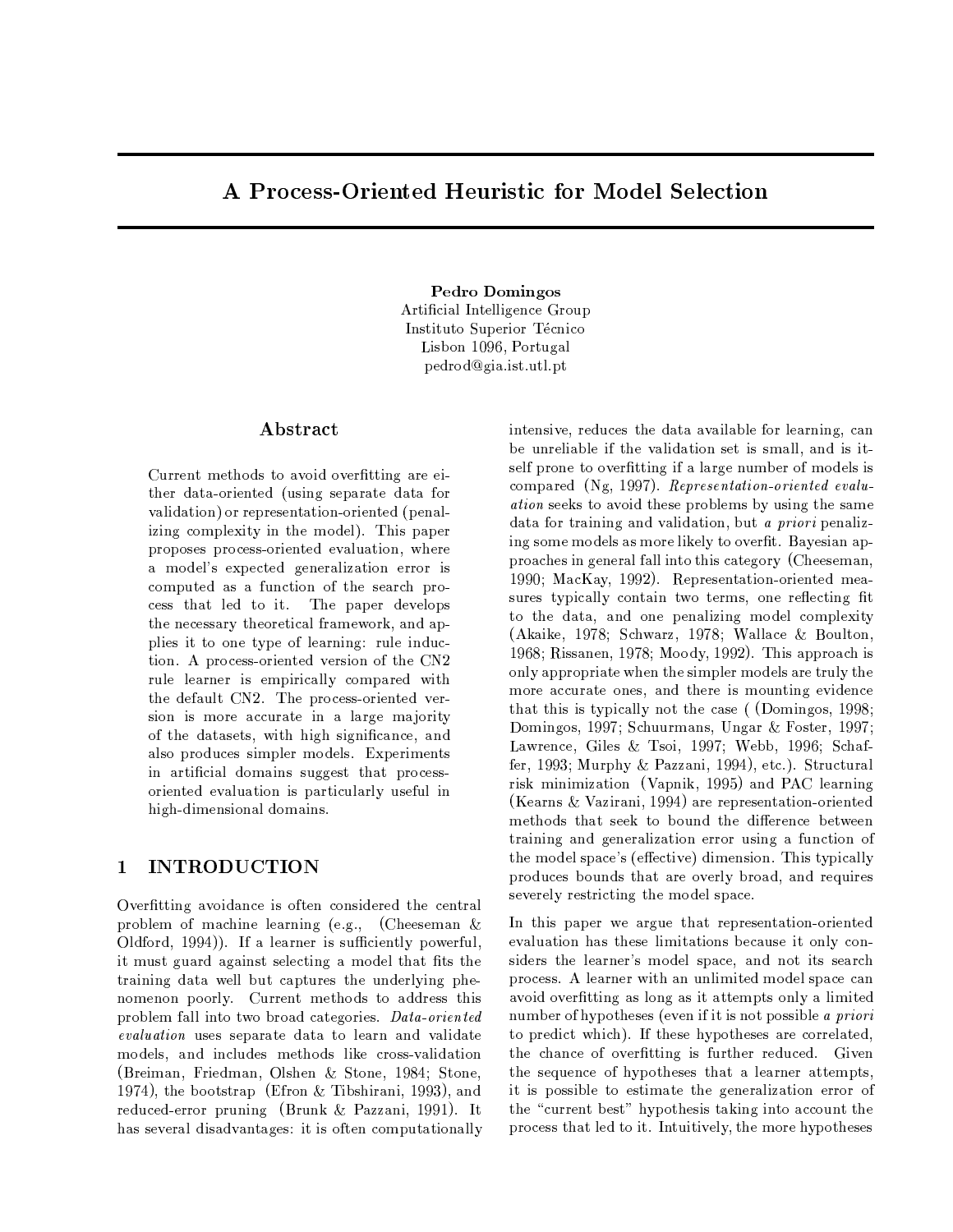# A Process-Oriented Heuristic for Model Selection

**Pedro Domingos**
Artificial Intelligence Group
Instituto Superior Técnico
Lisbon 1096, Portugal
pedrod@gia.ist.utl.pt

## Abstract

Current methods to avoid overfitting are either data-oriented (using separate data for validation) or representation-oriented (penalizing complexity in the model). This paper proposes process-oriented evaluation, where a model's expected generalization error is computed as a function of the search process that led to it. The paper develops the necessary theoretical framework, and applies it to one type of learning: rule induction. A process-oriented version of the CN2 rule learner is empirically compared with the default CN2. The process-oriented version is more accurate in a large majority of the datasets, with high significance, and also produces simpler models. Experiments in artificial domains suggest that process-oriented evaluation is particularly useful in high-dimensional domains.

## 1 INTRODUCTION

Overfitting avoidance is often considered the central problem of machine learning (e.g., (Cheeseman & Oldford, 1994)). If a learner is sufficiently powerful, it must guard against selecting a model that fits the training data well but captures the underlying phenomenon poorly. Current methods to address this problem fall into two broad categories. *Data-oriented evaluation* uses separate data to learn and validate models, and includes methods like cross-validation (Breiman, Friedman, Olshen & Stone, 1984; Stone, 1974), the bootstrap (Efron & Tibshirani, 1993), and reduced-error pruning (Brunk & Pazzani, 1991). It has several disadvantages: it is often computationally intensive, reduces the data available for learning, can be unreliable if the validation set is small, and is itself prone to overfitting if a large number of models is compared (Ng, 1997). *Representation-oriented evaluation* seeks to avoid these problems by using the same data for training and validation, but *a priori* penalizing some models as more likely to overfit. Bayesian approaches in general fall into this category (Cheeseman, 1990; MacKay, 1992). Representation-oriented measures typically contain two terms, one reflecting fit to the data, and one penalizing model complexity (Akaike, 1978; Schwarz, 1978; Wallace & Boulton, 1968; Rissanen, 1978; Moody, 1992). This approach is only appropriate when the simpler models are truly the more accurate ones, and there is mounting evidence that this is typically not the case ( (Domingos, 1998; Domingos, 1997; Schuurmans, Ungar & Foster, 1997; Lawrence, Giles & Tsoi, 1997; Webb, 1996; Schaffer, 1993; Murphy & Pazzani, 1994), etc.). Structural risk minimization (Vapnik, 1995) and PAC learning (Kearns & Vazirani, 1994) are representation-oriented methods that seek to bound the difference between training and generalization error using a function of the model space's (effective) dimension. This typically produces bounds that are overly broad, and requires severely restricting the model space.

In this paper we argue that representation-oriented evaluation has these limitations because it only considers the learner's model space, and not its search process. A learner with an unlimited model space can avoid overfitting as long as it attempts only a limited number of hypotheses (even if it is not possible *a priori* to predict which). If these hypotheses are correlated, the chance of overfitting is further reduced. Given the sequence of hypotheses that a learner attempts, it is possible to estimate the generalization error of the "current best" hypothesis taking into account the process that led to it. Intuitively, the more hypotheses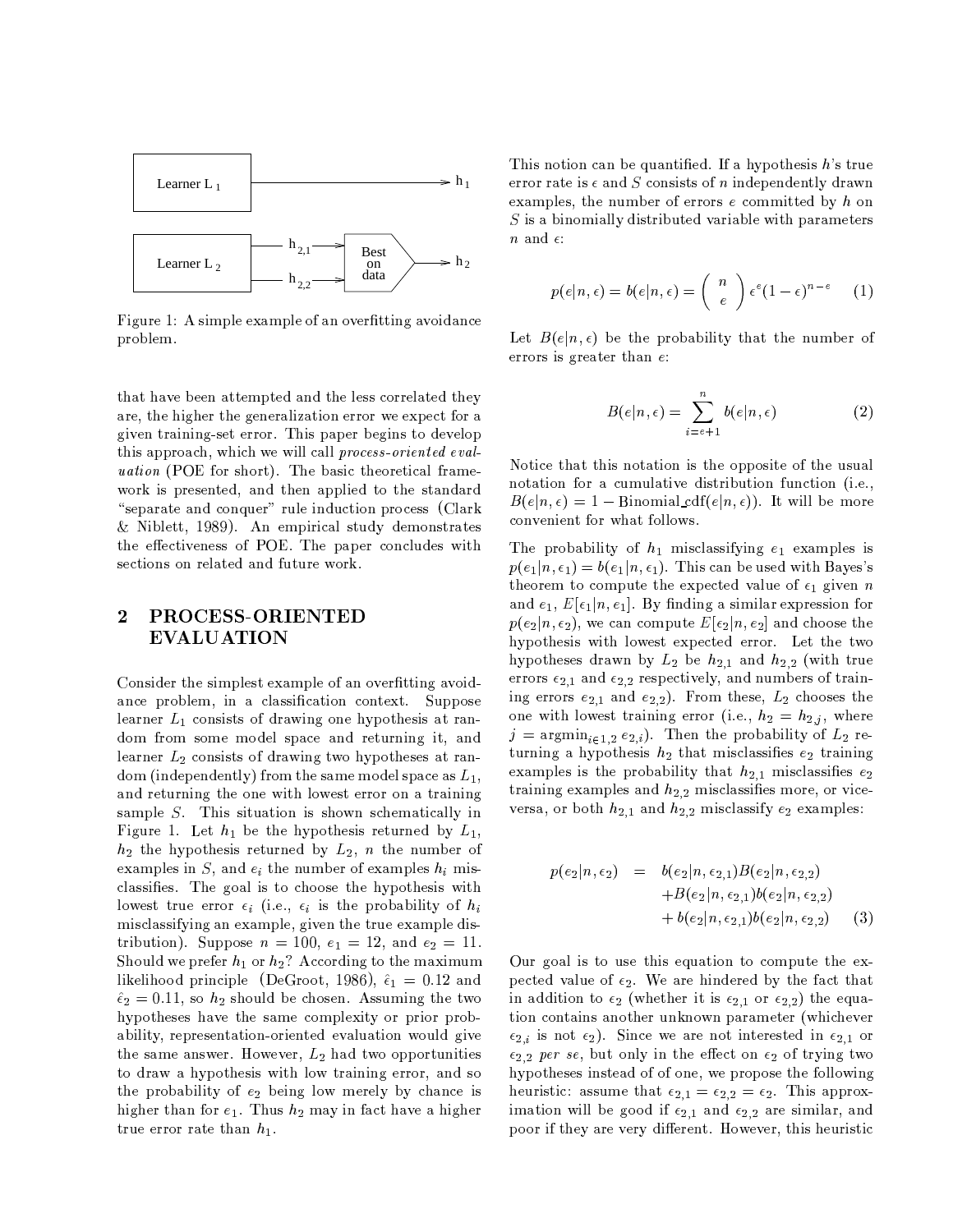Figure 1: A simple example of an overfitting avoidance problem.

that have been attempted and the less correlated they are, the higher the generalization error we expect for a given training-set error. This paper begins to develop this approach, which we will call *process-oriented evaluation* (POE for short). The basic theoretical framework is presented, and then applied to the standard "separate and conquer" rule induction process (Clark & Niblett, 1989). An empirical study demonstrates the effectiveness of POE. The paper concludes with sections on related and future work.

## 2 PROCESS-ORIENTED EVALUATION

Consider the simplest example of an overfitting avoidance problem, in a classification context. Suppose learner $L_1$ consists of drawing one hypothesis at random from some model space and returning it, and learner $L_2$ consists of drawing two hypotheses at random (independently) from the same model space as $L_1$, and returning the one with lowest error on a training sample $S$. This situation is shown schematically in Figure 1. Let $h_1$ be the hypothesis returned by $L_1$, $h_2$ the hypothesis returned by $L_2$, $n$ the number of examples in $S$, and $e_i$ the number of examples $h_i$ misclassifies. The goal is to choose the hypothesis with lowest true error $\epsilon_i$ (i.e., $\epsilon_i$ is the probability of $h_i$ misclassifying an example, given the true example distribution). Suppose $n = 100$, $e_1 = 12$, and $e_2 = 11$. Should we prefer $h_1$ or $h_2$? According to the maximum likelihood principle (DeGroot, 1986), $\hat{\epsilon}_1 = 0.12$ and $\hat{\epsilon}_2 = 0.11$, so $h_2$ should be chosen. Assuming the two hypotheses have the same complexity or prior probability, representation-oriented evaluation would give the same answer. However, $L_2$ had two opportunities to draw a hypothesis with low training error, and so the probability of $e_2$ being low merely by chance is higher than for $e_1$. Thus $h_2$ may in fact have a higher true error rate than $h_1$.

This notion can be quantified. If a hypothesis $h$'s true error rate is $\epsilon$ and $S$ consists of $n$ independently drawn examples, the number of errors $e$ committed by $h$ on $S$ is a binomially distributed variable with parameters $n$ and $\epsilon$:

$$p(e|n,\epsilon) = b(e|n,\epsilon) = \binom{n}{e} \epsilon^e (1-\epsilon)^{n-e} \qquad (1)$$

Let $B(e|n,\epsilon)$ be the probability that the number of errors is greater than $e$:

$$B(e|n,\epsilon) = \sum_{i=e+1}^{n} b(e|n,\epsilon) \qquad (2)$$

Notice that this notation is the opposite of the usual notation for a cumulative distribution function (i.e., $B(e|n,\epsilon) = 1 - \text{Binomial\_cdf}(e|n,\epsilon)$). It will be more convenient for what follows.

The probability of $h_1$ misclassifying $e_1$ examples is $p(e_1|n,\epsilon_1) = b(e_1|n,\epsilon_1)$. This can be used with Bayes's theorem to compute the expected value of $\epsilon_1$ given $n$ and $e_1$, $E[\epsilon_1|n,e_1]$. By finding a similar expression for $p(e_2|n,\epsilon_2)$, we can compute $E[\epsilon_2|n,e_2]$ and choose the hypothesis with lowest expected error. Let the two hypotheses drawn by $L_2$ be $h_{2,1}$ and $h_{2,2}$ (with true errors $\epsilon_{2,1}$ and $\epsilon_{2,2}$ respectively, and numbers of training errors $e_{2,1}$ and $e_{2,2}$). From these, $L_2$ chooses the one with lowest training error (i.e., $h_2 = h_{2,j}$, where $j = \text{argmin}_{i \in 1,2}\, e_{2,i}$). Then the probability of $L_2$ returning a hypothesis $h_2$ that misclassifies $e_2$ training examples is the probability that $h_{2,1}$ misclassifies $e_2$ training examples and $h_{2,2}$ misclassifies more, or vice-versa, or both $h_{2,1}$ and $h_{2,2}$ misclassify $e_2$ examples:

$$\begin{aligned} p(e_2|n,\epsilon_2) &= b(e_2|n,\epsilon_{2,1})B(e_2|n,\epsilon_{2,2}) \\ &\quad + B(e_2|n,\epsilon_{2,1})b(e_2|n,\epsilon_{2,2}) \\ &\quad + b(e_2|n,\epsilon_{2,1})b(e_2|n,\epsilon_{2,2}) \end{aligned} \qquad (3)$$

Our goal is to use this equation to compute the expected value of $\epsilon_2$. We are hindered by the fact that in addition to $\epsilon_2$ (whether it is $\epsilon_{2,1}$ or $\epsilon_{2,2}$) the equation contains another unknown parameter (whichever $\epsilon_{2,i}$ is not $\epsilon_2$). Since we are not interested in $\epsilon_{2,1}$ or $\epsilon_{2,2}$ *per se*, but only in the effect on $\epsilon_2$ of trying two hypotheses instead of of one, we propose the following heuristic: assume that $\epsilon_{2,1} = \epsilon_{2,2} = \epsilon_2$. This approximation will be good if $\epsilon_{2,1}$ and $\epsilon_{2,2}$ are similar, and poor if they are very different. However, this heuristic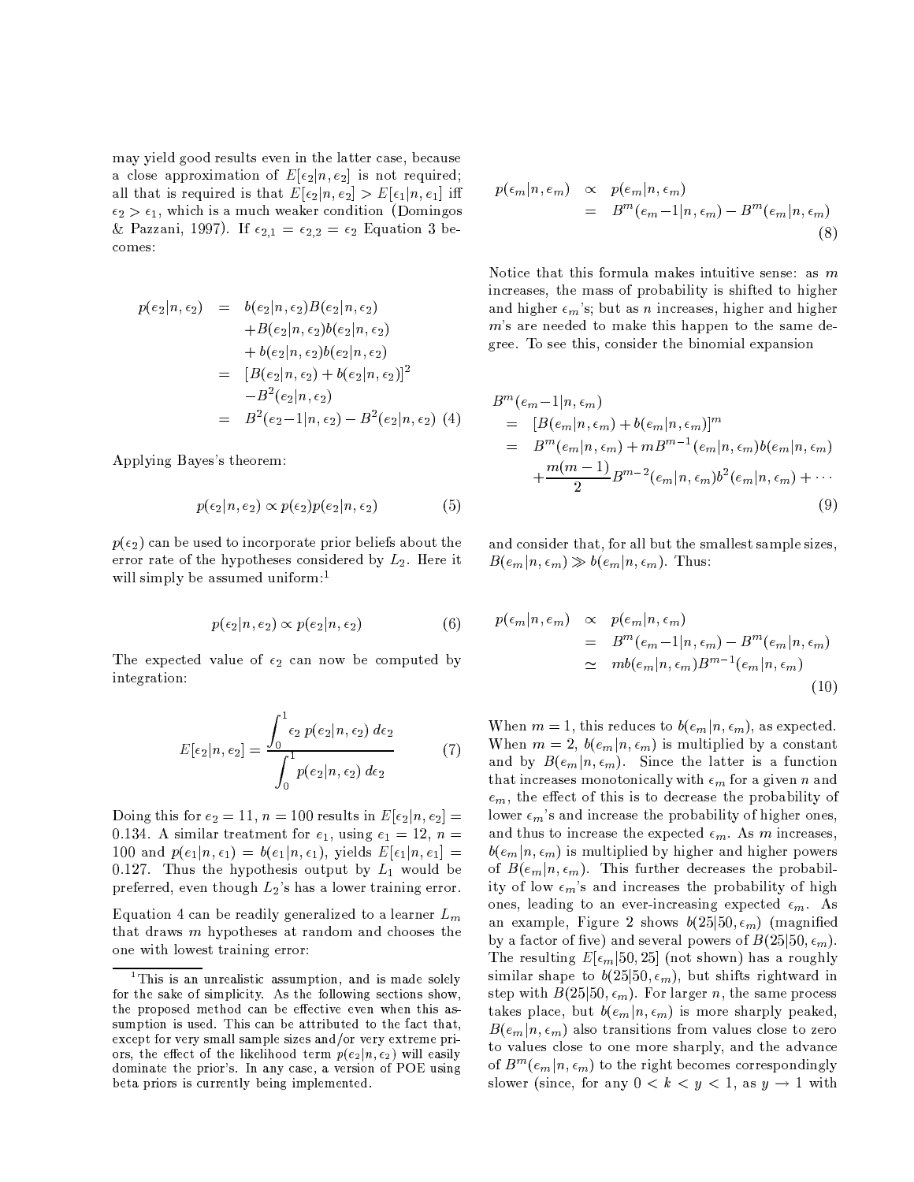may yield good results even in the latter case, because a close approximation of $E[\epsilon_2|n, e_2]$ is not required; all that is required is that $E[\epsilon_2|n, e_2] > E[\epsilon_1|n, e_1]$ iff $\epsilon_2 > \epsilon_1$, which is a much weaker condition (Domingos & Pazzani, 1997). If $\epsilon_{2,1} = \epsilon_{2,2} = \epsilon_2$ Equation 3 becomes:

$$
\begin{aligned}
p(e_2|n, \epsilon_2) &= b(e_2|n, \epsilon_2)B(e_2|n, \epsilon_2) \\
&\quad + B(e_2|n, \epsilon_2)b(e_2|n, \epsilon_2) \\
&\quad + b(e_2|n, \epsilon_2)b(e_2|n, \epsilon_2) \\
&= [B(e_2|n, \epsilon_2) + b(e_2|n, \epsilon_2)]^2 \\
&\quad - B^2(e_2|n, \epsilon_2) \\
&= B^2(e_2 - 1|n, \epsilon_2) - B^2(e_2|n, \epsilon_2) \quad (4)
\end{aligned}
$$

Applying Bayes's theorem:

$$
p(\epsilon_2|n, e_2) \propto p(\epsilon_2) p(e_2|n, \epsilon_2) \quad (5)
$$

$p(\epsilon_2)$ can be used to incorporate prior beliefs about the error rate of the hypotheses considered by $L_2$. Here it will simply be assumed uniform:[1]

$$
p(\epsilon_2|n, e_2) \propto p(e_2|n, \epsilon_2) \quad (6)
$$

The expected value of $\epsilon_2$ can now be computed by integration:

$$
E[\epsilon_2|n, e_2] = \frac{\int_0^1 \epsilon_2 \, p(e_2|n, \epsilon_2) \, d\epsilon_2}{\int_0^1 p(e_2|n, \epsilon_2) \, d\epsilon_2} \quad (7)
$$

Doing this for $e_2 = 11$, $n = 100$ results in $E[\epsilon_2|n, e_2] = 0.134$. A similar treatment for $\epsilon_1$, using $e_1 = 12$, $n = 100$ and $p(e_1|n, \epsilon_1) = b(e_1|n, \epsilon_1)$, yields $E[\epsilon_1|n, e_1] = 0.127$. Thus the hypothesis output by $L_1$ would be preferred, even though $L_2$'s has a lower training error.

Equation 4 can be readily generalized to a learner $L_m$ that draws $m$ hypotheses at random and chooses the one with lowest training error:

[1] This is an unrealistic assumption, and is made solely for the sake of simplicity. As the following sections show, the proposed method can be effective even when this assumption is used. This can be attributed to the fact that, except for very small sample sizes and/or very extreme priors, the effect of the likelihood term $p(e_2|n, \epsilon_2)$ will easily dominate the prior's. In any case, a version of POE using beta priors is currently being implemented.

$$
\begin{aligned}
p(\epsilon_m|n, e_m) &\propto p(e_m|n, \epsilon_m) \\
&= B^m(e_m - 1|n, \epsilon_m) - B^m(e_m|n, \epsilon_m)
\end{aligned} \quad (8)
$$

Notice that this formula makes intuitive sense: as $m$ increases, the mass of probability is shifted to higher and higher $\epsilon_m$'s; but as $n$ increases, higher and higher $m$'s are needed to make this happen to the same degree. To see this, consider the binomial expansion

$$
\begin{aligned}
& B^m(e_m - 1|n, \epsilon_m) \\
&= [B(e_m|n, \epsilon_m) + b(e_m|n, \epsilon_m)]^m \\
&= B^m(e_m|n, \epsilon_m) + mB^{m-1}(e_m|n, \epsilon_m)b(e_m|n, \epsilon_m) \\
&\quad + \frac{m(m-1)}{2} B^{m-2}(e_m|n, \epsilon_m)b^2(e_m|n, \epsilon_m) + \cdots
\end{aligned} \quad (9)
$$

and consider that, for all but the smallest sample sizes, $B(e_m|n, \epsilon_m) \gg b(e_m|n, \epsilon_m)$. Thus:

$$
\begin{aligned}
p(\epsilon_m|n, e_m) &\propto p(e_m|n, \epsilon_m) \\
&= B^m(e_m - 1|n, \epsilon_m) - B^m(e_m|n, \epsilon_m) \\
&\simeq m b(e_m|n, \epsilon_m) B^{m-1}(e_m|n, \epsilon_m)
\end{aligned} \quad (10)
$$

When $m = 1$, this reduces to $b(e_m|n, \epsilon_m)$, as expected. When $m = 2$, $b(e_m|n, \epsilon_m)$ is multiplied by a constant and by $B(e_m|n, \epsilon_m)$. Since the latter is a function that increases monotonically with $\epsilon_m$ for a given $n$ and $e_m$, the effect of this is to decrease the probability of lower $\epsilon_m$'s and increase the probability of higher ones, and thus to increase the expected $\epsilon_m$. As $m$ increases, $b(e_m|n, \epsilon_m)$ is multiplied by higher and higher powers of $B(e_m|n, \epsilon_m)$. This further decreases the probability of low $\epsilon_m$'s and increases the probability of high ones, leading to an ever-increasing expected $\epsilon_m$. As an example, Figure 2 shows $b(25|50, \epsilon_m)$ (magnified by a factor of five) and several powers of $B(25|50, \epsilon_m)$. The resulting $E[\epsilon_m|50, 25]$ (not shown) has a roughly similar shape to $b(25|50, \epsilon_m)$, but shifts rightward in step with $B(25|50, \epsilon_m)$. For larger $n$, the same process takes place, but $b(e_m|n, \epsilon_m)$ is more sharply peaked, $B(e_m|n, \epsilon_m)$ also transitions from values close to zero to values close to one more sharply, and the advance of $B^m(e_m|n, \epsilon_m)$ to the right becomes correspondingly slower (since, for any $0 < k < y < 1$, as $y \to 1$ with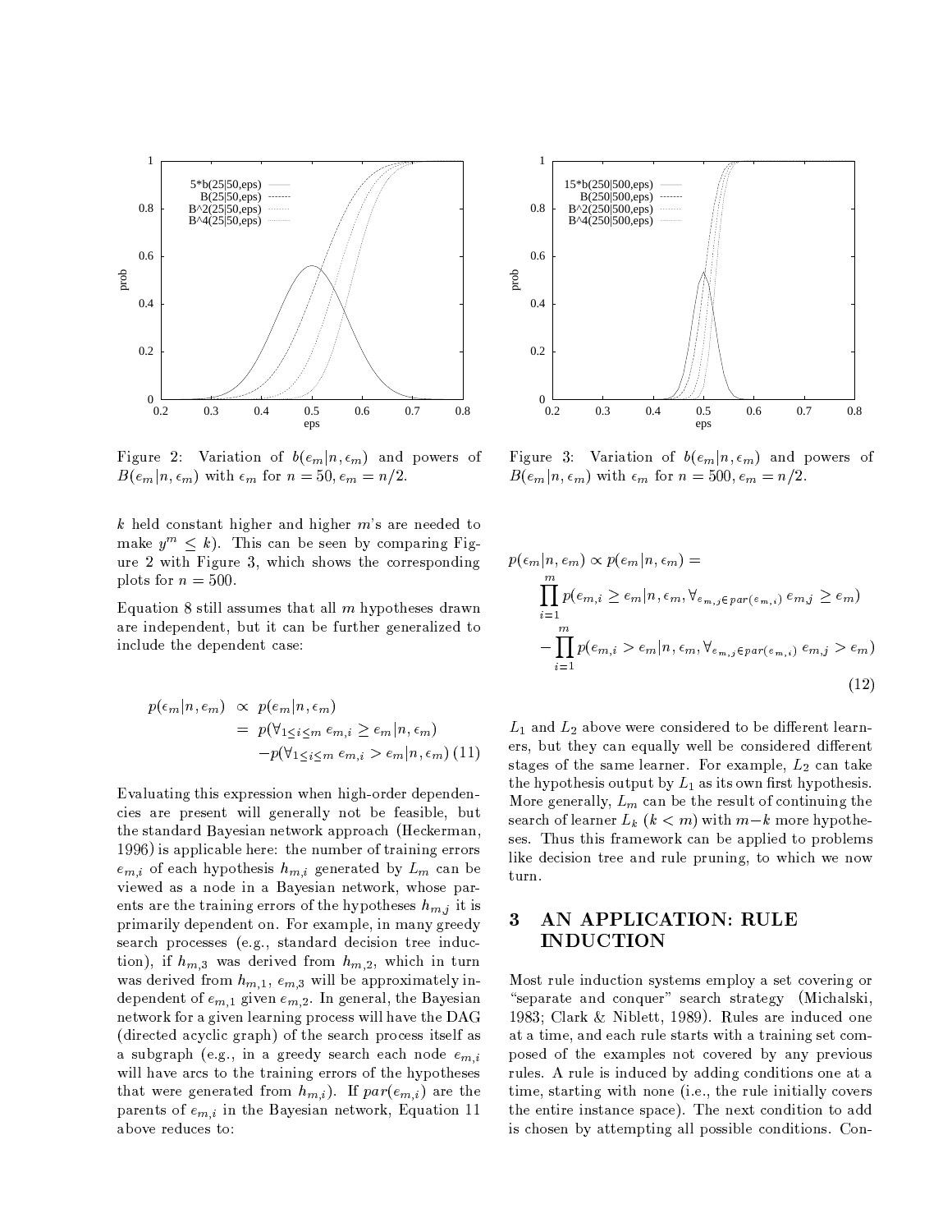Figure 2: Variation of $b(e_m|n, \epsilon_m)$ and powers of $B(e_m|n, \epsilon_m)$ with $\epsilon_m$ for $n = 50, e_m = n/2$.

Figure 3: Variation of $b(e_m|n, \epsilon_m)$ and powers of $B(e_m|n, \epsilon_m)$ with $\epsilon_m$ for $n = 500, e_m = n/2$.

$k$ held constant higher and higher $m$'s are needed to make $y^m \leq k$). This can be seen by comparing Figure 2 with Figure 3, which shows the corresponding plots for $n = 500$.

Equation 8 still assumes that all $m$ hypotheses drawn are independent, but it can be further generalized to include the dependent case:

$$
\begin{aligned}
p(\epsilon_m|n, e_m) &\propto p(e_m|n, \epsilon_m) \\
&= p(\forall_{1 \leq i \leq m}\, e_{m,i} \geq e_m|n, \epsilon_m) \\
&\quad - p(\forall_{1 \leq i \leq m}\, e_{m,i} > e_m|n, \epsilon_m) \quad (11)
\end{aligned}
$$

Evaluating this expression when high-order dependencies are present will generally not be feasible, but the standard Bayesian network approach (Heckerman, 1996) is applicable here: the number of training errors $e_{m,i}$ of each hypothesis $h_{m,i}$ generated by $L_m$ can be viewed as a node in a Bayesian network, whose parents are the training errors of the hypotheses $h_{m,j}$ it is primarily dependent on. For example, in many greedy search processes (e.g., standard decision tree induction), if $h_{m,3}$ was derived from $h_{m,2}$, which in turn was derived from $h_{m,1}$, $e_{m,3}$ will be approximately independent of $e_{m,1}$ given $e_{m,2}$. In general, the Bayesian network for a given learning process will have the DAG (directed acyclic graph) of the search process itself as a subgraph (e.g., in a greedy search each node $e_{m,i}$ will have arcs to the training errors of the hypotheses that were generated from $h_{m,i}$). If $par(e_{m,i})$ are the parents of $e_{m,i}$ in the Bayesian network, Equation 11 above reduces to:

$$
\begin{aligned}
p(\epsilon_m|n, e_m) &\propto p(e_m|n, \epsilon_m) = \\
&\prod_{i=1}^{m} p(e_{m,i} \geq e_m|n, \epsilon_m, \forall_{e_{m,j} \in par(e_{m,i})}\, e_{m,j} \geq e_m) \\
&- \prod_{i=1}^{m} p(e_{m,i} > e_m|n, \epsilon_m, \forall_{e_{m,j} \in par(e_{m,i})}\, e_{m,j} > e_m)
\end{aligned}
\quad (12)
$$

$L_1$ and $L_2$ above were considered to be different learners, but they can equally well be considered different stages of the same learner. For example, $L_2$ can take the hypothesis output by $L_1$ as its own first hypothesis. More generally, $L_m$ can be the result of continuing the search of learner $L_k$ ($k < m$) with $m-k$ more hypotheses. Thus this framework can be applied to problems like decision tree and rule pruning, to which we now turn.

## 3 AN APPLICATION: RULE INDUCTION

Most rule induction systems employ a set covering or "separate and conquer" search strategy (Michalski, 1983; Clark & Niblett, 1989). Rules are induced one at a time, and each rule starts with a training set composed of the examples not covered by any previous rules. A rule is induced by adding conditions one at a time, starting with none (i.e., the rule initially covers the entire instance space). The next condition to add is chosen by attempting all possible conditions. Con-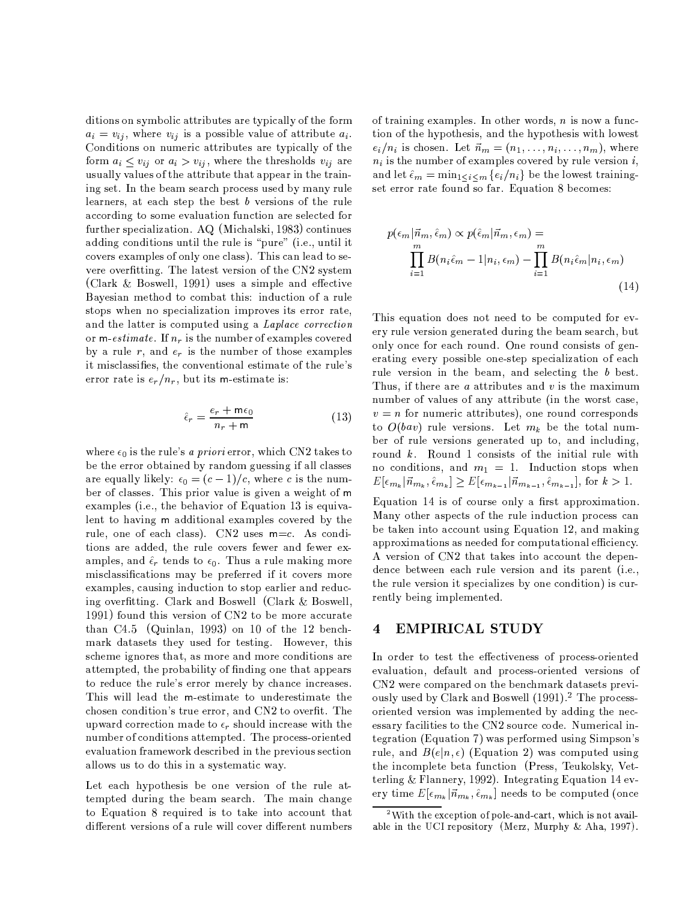ditions on symbolic attributes are typically of the form $a_i = v_{ij}$, where $v_{ij}$ is a possible value of attribute $a_i$. Conditions on numeric attributes are typically of the form $a_i \leq v_{ij}$ or $a_i > v_{ij}$, where the thresholds $v_{ij}$ are usually values of the attribute that appear in the training set. In the beam search process used by many rule learners, at each step the best $b$ versions of the rule according to some evaluation function are selected for further specialization. AQ (Michalski, 1983) continues adding conditions until the rule is "pure" (i.e., until it covers examples of only one class). This can lead to severe overfitting. The latest version of the CN2 system (Clark & Boswell, 1991) uses a simple and effective Bayesian method to combat this: induction of a rule stops when no specialization improves its error rate, and the latter is computed using a *Laplace correction* or m-*estimate*. If $n_r$ is the number of examples covered by a rule $r$, and $e_r$ is the number of those examples it misclassifies, the conventional estimate of the rule's error rate is $e_r/n_r$, but its m-estimate is:

$$\hat{\epsilon}_r = \frac{e_r + \mathsf{m}\epsilon_0}{n_r + \mathsf{m}} \tag{13}$$

where $\epsilon_0$ is the rule's *a priori* error, which CN2 takes to be the error obtained by random guessing if all classes are equally likely: $\epsilon_0 = (c-1)/c$, where $c$ is the number of classes. This prior value is given a weight of m examples (i.e., the behavior of Equation 13 is equivalent to having m additional examples covered by the rule, one of each class). CN2 uses m=$c$. As conditions are added, the rule covers fewer and fewer examples, and $\hat{\epsilon}_r$ tends to $\epsilon_0$. Thus a rule making more misclassifications may be preferred if it covers more examples, causing induction to stop earlier and reducing overfitting. Clark and Boswell (Clark & Boswell, 1991) found this version of CN2 to be more accurate than C4.5 (Quinlan, 1993) on 10 of the 12 benchmark datasets they used for testing. However, this scheme ignores that, as more and more conditions are attempted, the probability of finding one that appears to reduce the rule's error merely by chance increases. This will lead the m-estimate to underestimate the chosen condition's true error, and CN2 to overfit. The upward correction made to $\epsilon_r$ should increase with the number of conditions attempted. The process-oriented evaluation framework described in the previous section allows us to do this in a systematic way.

Let each hypothesis be one version of the rule attempted during the beam search. The main change to Equation 8 required is to take into account that different versions of a rule will cover different numbers of training examples. In other words, $n$ is now a function of the hypothesis, and the hypothesis with lowest $e_i/n_i$ is chosen. Let $\vec{n}_m = (n_1, \ldots, n_i, \ldots, n_m)$, where $n_i$ is the number of examples covered by rule version $i$, and let $\hat{\epsilon}_m = \min_{1 \leq i \leq m}\{e_i/n_i\}$ be the lowest training-set error rate found so far. Equation 8 becomes:

$$p(\epsilon_m|\vec{n}_m, \hat{\epsilon}_m) \propto p(\hat{\epsilon}_m|\vec{n}_m, \epsilon_m) = \prod_{i=1}^{m} B(n_i\hat{\epsilon}_m - 1|n_i, \epsilon_m) - \prod_{i=1}^{m} B(n_i\hat{\epsilon}_m|n_i, \epsilon_m) \tag{14}$$

This equation does not need to be computed for every rule version generated during the beam search, but only once for each round. One round consists of generating every possible one-step specialization of each rule version in the beam, and selecting the $b$ best. Thus, if there are $a$ attributes and $v$ is the maximum number of values of any attribute (in the worst case, $v = n$ for numeric attributes), one round corresponds to $O(bav)$ rule versions. Let $m_k$ be the total number of rule versions generated up to, and including, round $k$. Round 1 consists of the initial rule with no conditions, and $m_1 = 1$. Induction stops when $E[\epsilon_{m_k}|\vec{n}_{m_k}, \hat{\epsilon}_{m_k}] \geq E[\epsilon_{m_{k-1}}|\vec{n}_{m_{k-1}}, \hat{\epsilon}_{m_{k-1}}]$, for $k > 1$.

Equation 14 is of course only a first approximation. Many other aspects of the rule induction process can be taken into account using Equation 12, and making approximations as needed for computational efficiency. A version of CN2 that takes into account the dependence between each rule version and its parent (i.e., the rule version it specializes by one condition) is currently being implemented.

## 4 EMPIRICAL STUDY

In order to test the effectiveness of process-oriented evaluation, default and process-oriented versions of CN2 were compared on the benchmark datasets previously used by Clark and Boswell (1991).[2] The process-oriented version was implemented by adding the necessary facilities to the CN2 source code. Numerical integration (Equation 7) was performed using Simpson's rule, and $B(e|n, \epsilon)$ (Equation 2) was computed using the incomplete beta function (Press, Teukolsky, Vetterling & Flannery, 1992). Integrating Equation 14 every time $E[\epsilon_{m_k}|\vec{n}_{m_k}, \hat{\epsilon}_{m_k}]$ needs to be computed (once

[2] With the exception of pole-and-cart, which is not available in the UCI repository (Merz, Murphy & Aha, 1997).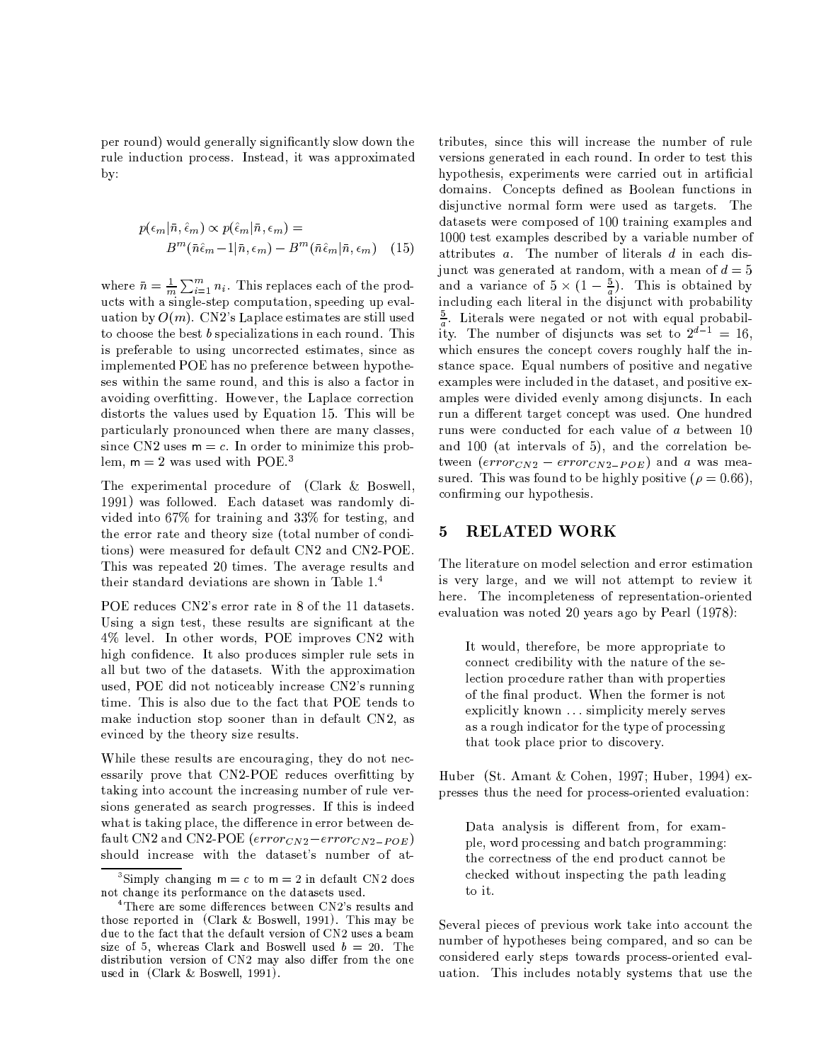per round) would generally significantly slow down the rule induction process. Instead, it was approximated by:

$$p(\epsilon_m|\bar{n}, \hat{\epsilon}_m) \propto p(\hat{\epsilon}_m|\bar{n}, \epsilon_m) = B^m(\bar{n}\hat{\epsilon}_m - 1|\bar{n}, \epsilon_m) - B^m(\bar{n}\hat{\epsilon}_m|\bar{n}, \epsilon_m) \quad (15)$$

where $\bar{n} = \frac{1}{m}\sum_{i=1}^{m} n_i$. This replaces each of the products with a single-step computation, speeding up evaluation by $O(m)$. CN2's Laplace estimates are still used to choose the best $b$ specializations in each round. This is preferable to using uncorrected estimates, since as implemented POE has no preference between hypotheses within the same round, and this is also a factor in avoiding overfitting. However, the Laplace correction distorts the values used by Equation 15. This will be particularly pronounced when there are many classes, since CN2 uses $\mathsf{m} = c$. In order to minimize this problem, $\mathsf{m} = 2$ was used with POE.[3]

The experimental procedure of (Clark & Boswell, 1991) was followed. Each dataset was randomly divided into 67% for training and 33% for testing, and the error rate and theory size (total number of conditions) were measured for default CN2 and CN2-POE. This was repeated 20 times. The average results and their standard deviations are shown in Table 1.[4]

POE reduces CN2's error rate in 8 of the 11 datasets. Using a sign test, these results are significant at the 4% level. In other words, POE improves CN2 with high confidence. It also produces simpler rule sets in all but two of the datasets. With the approximation used, POE did not noticeably increase CN2's running time. This is also due to the fact that POE tends to make induction stop sooner than in default CN2, as evinced by the theory size results.

While these results are encouraging, they do not necessarily prove that CN2-POE reduces overfitting by taking into account the increasing number of rule versions generated as search progresses. If this is indeed what is taking place, the difference in error between default CN2 and CN2-POE ($error_{CN2} - error_{CN2-POE}$) should increase with the dataset's number of attributes, since this will increase the number of rule versions generated in each round. In order to test this hypothesis, experiments were carried out in artificial domains. Concepts defined as Boolean functions in disjunctive normal form were used as targets. The datasets were composed of 100 training examples and 1000 test examples described by a variable number of attributes $a$. The number of literals $d$ in each disjunct was generated at random, with a mean of $d = 5$ and a variance of $5 \times (1 - \frac{5}{a})$. This is obtained by including each literal in the disjunct with probability $\frac{5}{a}$. Literals were negated or not with equal probability. The number of disjuncts was set to $2^{d-1} = 16$, which ensures the concept covers roughly half the instance space. Equal numbers of positive and negative examples were included in the dataset, and positive examples were divided evenly among disjuncts. In each run a different target concept was used. One hundred runs were conducted for each value of $a$ between 10 and 100 (at intervals of 5), and the correlation between ($error_{CN2} - error_{CN2-POE}$) and $a$ was measured. This was found to be highly positive ($\rho = 0.66$), confirming our hypothesis.

## 5 RELATED WORK

The literature on model selection and error estimation is very large, and we will not attempt to review it here. The incompleteness of representation-oriented evaluation was noted 20 years ago by Pearl (1978):

> It would, therefore, be more appropriate to connect credibility with the nature of the selection procedure rather than with properties of the final product. When the former is not explicitly known ... simplicity merely serves as a rough indicator for the type of processing that took place prior to discovery.

Huber (St. Amant & Cohen, 1997; Huber, 1994) expresses thus the need for process-oriented evaluation:

> Data analysis is different from, for example, word processing and batch programming: the correctness of the end product cannot be checked without inspecting the path leading to it.

Several pieces of previous work take into account the number of hypotheses being compared, and so can be considered early steps towards process-oriented evaluation. This includes notably systems that use the

---

[3] Simply changing $\mathsf{m} = c$ to $\mathsf{m} = 2$ in default CN2 does not change its performance on the datasets used.

[4] There are some differences between CN2's results and those reported in (Clark & Boswell, 1991). This may be due to the fact that the default version of CN2 uses a beam size of 5, whereas Clark and Boswell used $b = 20$. The distribution version of CN2 may also differ from the one used in (Clark & Boswell, 1991).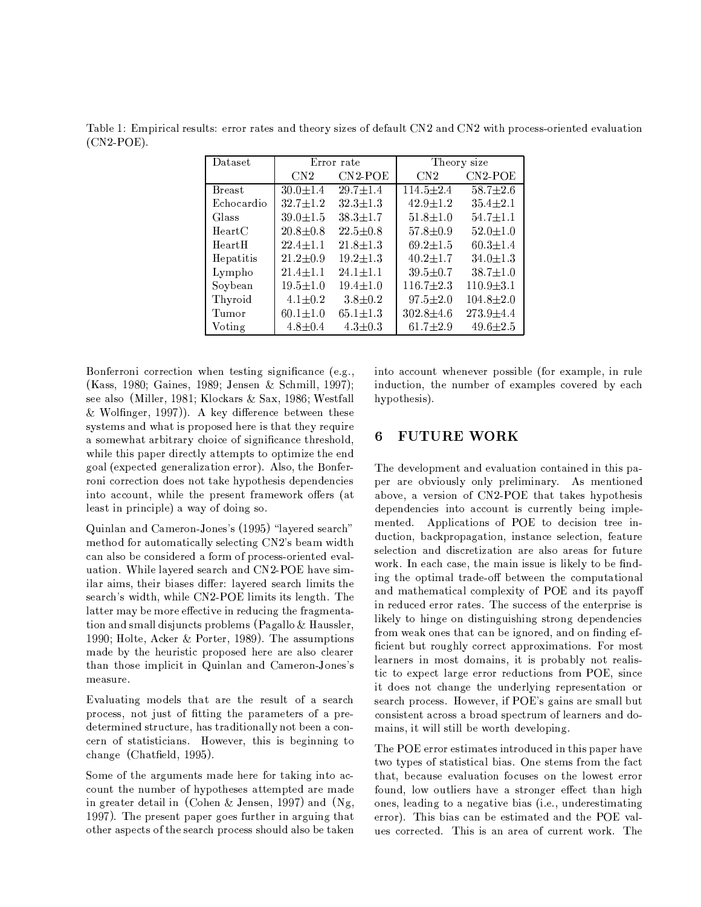Table 1: Empirical results: error rates and theory sizes of default CN2 and CN2 with process-oriented evaluation (CN2-POE).

| Dataset | Error rate | | Theory size | |
|---|---|---|---|---|
| | CN2 | CN2-POE | CN2 | CN2-POE |
| Breast | 30.0±1.4 | 29.7±1.4 | 114.5±2.4 | 58.7±2.6 |
| Echocardio | 32.7±1.2 | 32.3±1.3 | 42.9±1.2 | 35.4±2.1 |
| Glass | 39.0±1.5 | 38.3±1.7 | 51.8±1.0 | 54.7±1.1 |
| HeartC | 20.8±0.8 | 22.5±0.8 | 57.8±0.9 | 52.0±1.0 |
| HeartH | 22.4±1.1 | 21.8±1.3 | 69.2±1.5 | 60.3±1.4 |
| Hepatitis | 21.2±0.9 | 19.2±1.3 | 40.2±1.7 | 34.0±1.3 |
| Lympho | 21.4±1.1 | 24.1±1.1 | 39.5±0.7 | 38.7±1.0 |
| Soybean | 19.5±1.0 | 19.4±1.0 | 116.7±2.3 | 110.9±3.1 |
| Thyroid | 4.1±0.2 | 3.8±0.2 | 97.5±2.0 | 104.8±2.0 |
| Tumor | 60.1±1.0 | 65.1±1.3 | 302.8±4.6 | 273.9±4.4 |
| Voting | 4.8±0.4 | 4.3±0.3 | 61.7±2.9 | 49.6±2.5 |

Bonferroni correction when testing significance (e.g., (Kass, 1980; Gaines, 1989; Jensen & Schmill, 1997); see also (Miller, 1981; Klockars & Sax, 1986; Westfall & Wolfinger, 1997)). A key difference between these systems and what is proposed here is that they require a somewhat arbitrary choice of significance threshold, while this paper directly attempts to optimize the end goal (expected generalization error). Also, the Bonferroni correction does not take hypothesis dependencies into account, while the present framework offers (at least in principle) a way of doing so.

Quinlan and Cameron-Jones's (1995) "layered search" method for automatically selecting CN2's beam width can also be considered a form of process-oriented evaluation. While layered search and CN2-POE have similar aims, their biases differ: layered search limits the search's width, while CN2-POE limits its length. The latter may be more effective in reducing the fragmentation and small disjuncts problems (Pagallo & Haussler, 1990; Holte, Acker & Porter, 1989). The assumptions made by the heuristic proposed here are also clearer than those implicit in Quinlan and Cameron-Jones's measure.

Evaluating models that are the result of a search process, not just of fitting the parameters of a predetermined structure, has traditionally not been a concern of statisticians. However, this is beginning to change (Chatfield, 1995).

Some of the arguments made here for taking into account the number of hypotheses attempted are made in greater detail in (Cohen & Jensen, 1997) and (Ng, 1997). The present paper goes further in arguing that other aspects of the search process should also be taken into account whenever possible (for example, in rule induction, the number of examples covered by each hypothesis).

## 6 FUTURE WORK

The development and evaluation contained in this paper are obviously only preliminary. As mentioned above, a version of CN2-POE that takes hypothesis dependencies into account is currently being implemented. Applications of POE to decision tree induction, backpropagation, instance selection, feature selection and discretization are also areas for future work. In each case, the main issue is likely to be finding the optimal trade-off between the computational and mathematical complexity of POE and its payoff in reduced error rates. The success of the enterprise is likely to hinge on distinguishing strong dependencies from weak ones that can be ignored, and on finding efficient but roughly correct approximations. For most learners in most domains, it is probably not realistic to expect large error reductions from POE, since it does not change the underlying representation or search process. However, if POE's gains are small but consistent across a broad spectrum of learners and domains, it will still be worth developing.

The POE error estimates introduced in this paper have two types of statistical bias. One stems from the fact that, because evaluation focuses on the lowest error found, low outliers have a stronger effect than high ones, leading to a negative bias (i.e., underestimating error). This bias can be estimated and the POE values corrected. This is an area of current work. The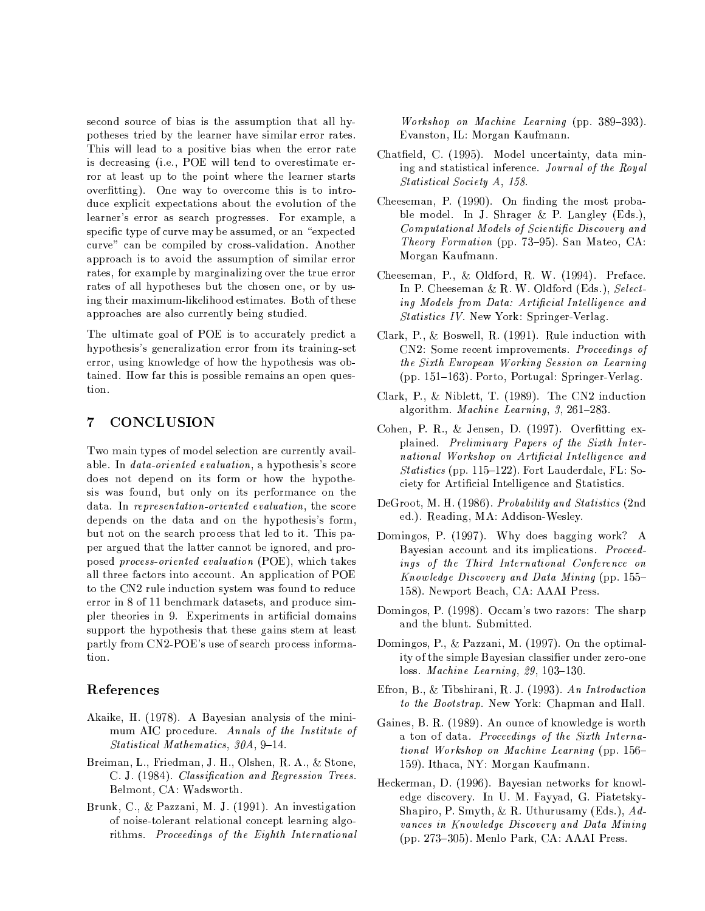second source of bias is the assumption that all hypotheses tried by the learner have similar error rates. This will lead to a positive bias when the error rate is decreasing (i.e., POE will tend to overestimate error at least up to the point where the learner starts overfitting). One way to overcome this is to introduce explicit expectations about the evolution of the learner's error as search progresses. For example, a specific type of curve may be assumed, or an "expected curve" can be compiled by cross-validation. Another approach is to avoid the assumption of similar error rates, for example by marginalizing over the true error rates of all hypotheses but the chosen one, or by using their maximum-likelihood estimates. Both of these approaches are also currently being studied.

The ultimate goal of POE is to accurately predict a hypothesis's generalization error from its training-set error, using knowledge of how the hypothesis was obtained. How far this is possible remains an open question.

## 7 CONCLUSION

Two main types of model selection are currently available. In *data-oriented evaluation*, a hypothesis's score does not depend on its form or how the hypothesis was found, but only on its performance on the data. In *representation-oriented evaluation*, the score depends on the data and on the hypothesis's form, but not on the search process that led to it. This paper argued that the latter cannot be ignored, and proposed *process-oriented evaluation* (POE), which takes all three factors into account. An application of POE to the CN2 rule induction system was found to reduce error in 8 of 11 benchmark datasets, and produce simpler theories in 9. Experiments in artificial domains support the hypothesis that these gains stem at least partly from CN2-POE's use of search process information.

## References

Akaike, H. (1978). A Bayesian analysis of the minimum AIC procedure. *Annals of the Institute of Statistical Mathematics*, *30A*, 9–14.

Breiman, L., Friedman, J. H., Olshen, R. A., & Stone, C. J. (1984). *Classification and Regression Trees.* Belmont, CA: Wadsworth.

Brunk, C., & Pazzani, M. J. (1991). An investigation of noise-tolerant relational concept learning algorithms. *Proceedings of the Eighth International Workshop on Machine Learning* (pp. 389–393). Evanston, IL: Morgan Kaufmann.

Chatfield, C. (1995). Model uncertainty, data mining and statistical inference. *Journal of the Royal Statistical Society A*, *158*.

Cheeseman, P. (1990). On finding the most probable model. In J. Shrager & P. Langley (Eds.), *Computational Models of Scientific Discovery and Theory Formation* (pp. 73–95). San Mateo, CA: Morgan Kaufmann.

Cheeseman, P., & Oldford, R. W. (1994). Preface. In P. Cheeseman & R. W. Oldford (Eds.), *Selecting Models from Data: Artificial Intelligence and Statistics IV.* New York: Springer-Verlag.

Clark, P., & Boswell, R. (1991). Rule induction with CN2: Some recent improvements. *Proceedings of the Sixth European Working Session on Learning* (pp. 151–163). Porto, Portugal: Springer-Verlag.

Clark, P., & Niblett, T. (1989). The CN2 induction algorithm. *Machine Learning*, *3*, 261–283.

Cohen, P. R., & Jensen, D. (1997). Overfitting explained. *Preliminary Papers of the Sixth International Workshop on Artificial Intelligence and Statistics* (pp. 115–122). Fort Lauderdale, FL: Society for Artificial Intelligence and Statistics.

DeGroot, M. H. (1986). *Probability and Statistics* (2nd ed.). Reading, MA: Addison-Wesley.

Domingos, P. (1997). Why does bagging work? A Bayesian account and its implications. *Proceedings of the Third International Conference on Knowledge Discovery and Data Mining* (pp. 155–158). Newport Beach, CA: AAAI Press.

Domingos, P. (1998). Occam's two razors: The sharp and the blunt. Submitted.

Domingos, P., & Pazzani, M. (1997). On the optimality of the simple Bayesian classifier under zero-one loss. *Machine Learning*, *29*, 103–130.

Efron, B., & Tibshirani, R. J. (1993). *An Introduction to the Bootstrap.* New York: Chapman and Hall.

Gaines, B. R. (1989). An ounce of knowledge is worth a ton of data. *Proceedings of the Sixth International Workshop on Machine Learning* (pp. 156–159). Ithaca, NY: Morgan Kaufmann.

Heckerman, D. (1996). Bayesian networks for knowledge discovery. In U. M. Fayyad, G. Piatetsky-Shapiro, P. Smyth, & R. Uthurusamy (Eds.), *Advances in Knowledge Discovery and Data Mining* (pp. 273–305). Menlo Park, CA: AAAI Press.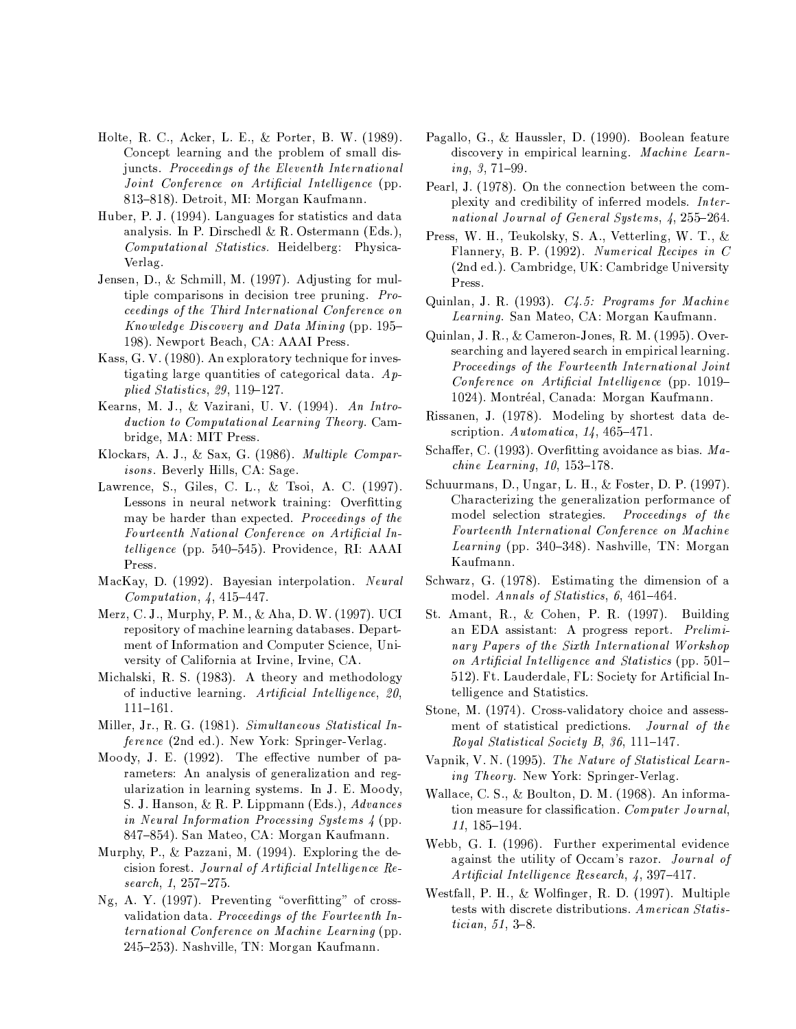Holte, R. C., Acker, L. E., & Porter, B. W. (1989). Concept learning and the problem of small disjuncts. *Proceedings of the Eleventh International Joint Conference on Artificial Intelligence* (pp. 813–818). Detroit, MI: Morgan Kaufmann.

Huber, P. J. (1994). Languages for statistics and data analysis. In P. Dirschedl & R. Ostermann (Eds.), *Computational Statistics.* Heidelberg: Physica-Verlag.

Jensen, D., & Schmill, M. (1997). Adjusting for multiple comparisons in decision tree pruning. *Proceedings of the Third International Conference on Knowledge Discovery and Data Mining* (pp. 195–198). Newport Beach, CA: AAAI Press.

Kass, G. V. (1980). An exploratory technique for investigating large quantities of categorical data. *Applied Statistics*, *29*, 119–127.

Kearns, M. J., & Vazirani, U. V. (1994). *An Introduction to Computational Learning Theory.* Cambridge, MA: MIT Press.

Klockars, A. J., & Sax, G. (1986). *Multiple Comparisons.* Beverly Hills, CA: Sage.

Lawrence, S., Giles, C. L., & Tsoi, A. C. (1997). Lessons in neural network training: Overfitting may be harder than expected. *Proceedings of the Fourteenth National Conference on Artificial Intelligence* (pp. 540–545). Providence, RI: AAAI Press.

MacKay, D. (1992). Bayesian interpolation. *Neural Computation*, *4*, 415–447.

Merz, C. J., Murphy, P. M., & Aha, D. W. (1997). UCI repository of machine learning databases. Department of Information and Computer Science, University of California at Irvine, Irvine, CA.

Michalski, R. S. (1983). A theory and methodology of inductive learning. *Artificial Intelligence*, *20*, 111–161.

Miller, Jr., R. G. (1981). *Simultaneous Statistical Inference* (2nd ed.). New York: Springer-Verlag.

Moody, J. E. (1992). The effective number of parameters: An analysis of generalization and regularization in learning systems. In J. E. Moody, S. J. Hanson, & R. P. Lippmann (Eds.), *Advances in Neural Information Processing Systems 4* (pp. 847–854). San Mateo, CA: Morgan Kaufmann.

Murphy, P., & Pazzani, M. (1994). Exploring the decision forest. *Journal of Artificial Intelligence Research*, *1*, 257–275.

Ng, A. Y. (1997). Preventing "overfitting" of cross-validation data. *Proceedings of the Fourteenth International Conference on Machine Learning* (pp. 245–253). Nashville, TN: Morgan Kaufmann.

Pagallo, G., & Haussler, D. (1990). Boolean feature discovery in empirical learning. *Machine Learning*, *3*, 71–99.

Pearl, J. (1978). On the connection between the complexity and credibility of inferred models. *International Journal of General Systems*, *4*, 255–264.

Press, W. H., Teukolsky, S. A., Vetterling, W. T., & Flannery, B. P. (1992). *Numerical Recipes in C* (2nd ed.). Cambridge, UK: Cambridge University Press.

Quinlan, J. R. (1993). *C4.5: Programs for Machine Learning.* San Mateo, CA: Morgan Kaufmann.

Quinlan, J. R., & Cameron-Jones, R. M. (1995). Oversearching and layered search in empirical learning. *Proceedings of the Fourteenth International Joint Conference on Artificial Intelligence* (pp. 1019–1024). Montréal, Canada: Morgan Kaufmann.

Rissanen, J. (1978). Modeling by shortest data description. *Automatica*, *14*, 465–471.

Schaffer, C. (1993). Overfitting avoidance as bias. *Machine Learning*, *10*, 153–178.

Schuurmans, D., Ungar, L. H., & Foster, D. P. (1997). Characterizing the generalization performance of model selection strategies. *Proceedings of the Fourteenth International Conference on Machine Learning* (pp. 340–348). Nashville, TN: Morgan Kaufmann.

Schwarz, G. (1978). Estimating the dimension of a model. *Annals of Statistics*, *6*, 461–464.

St. Amant, R., & Cohen, P. R. (1997). Building an EDA assistant: A progress report. *Preliminary Papers of the Sixth International Workshop on Artificial Intelligence and Statistics* (pp. 501–512). Ft. Lauderdale, FL: Society for Artificial Intelligence and Statistics.

Stone, M. (1974). Cross-validatory choice and assessment of statistical predictions. *Journal of the Royal Statistical Society B*, *36*, 111–147.

Vapnik, V. N. (1995). *The Nature of Statistical Learning Theory.* New York: Springer-Verlag.

Wallace, C. S., & Boulton, D. M. (1968). An information measure for classification. *Computer Journal*, *11*, 185–194.

Webb, G. I. (1996). Further experimental evidence against the utility of Occam's razor. *Journal of Artificial Intelligence Research*, *4*, 397–417.

Westfall, P. H., & Wolfinger, R. D. (1997). Multiple tests with discrete distributions. *American Statistician*, *51*, 3–8.